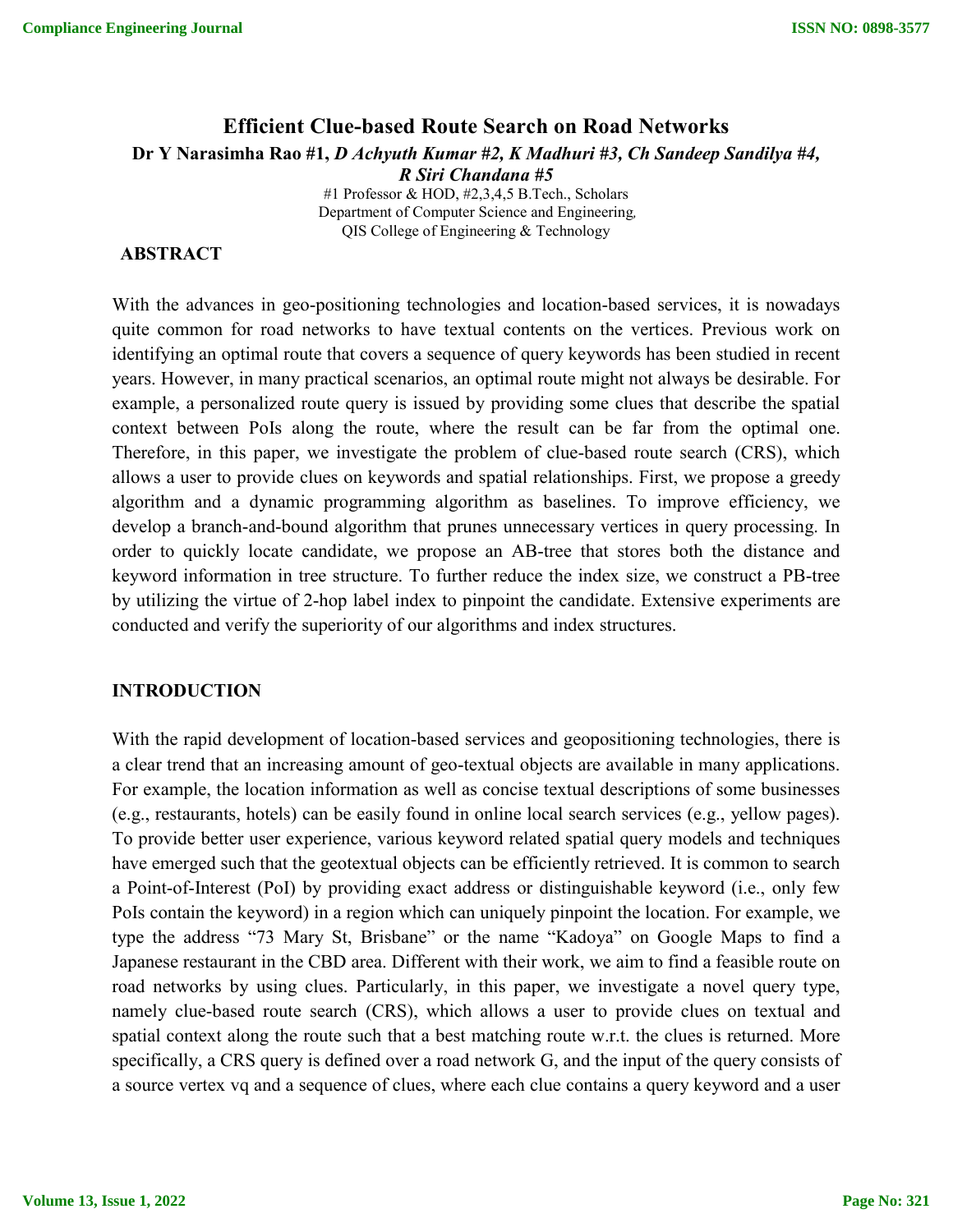# Efficient Clue-based Route Search on Road Networks

**Dr Y Narasimha Rao #1,** ***D Achyuth Kumar #2, K Madhuri #3, Ch Sandeep Sandilya #4, R Siri Chandana #5***

#1 Professor & HOD, #2,3,4,5 B.Tech., Scholars
Department of Computer Science and Engineering,
QIS College of Engineering & Technology

## ABSTRACT

With the advances in geo-positioning technologies and location-based services, it is nowadays quite common for road networks to have textual contents on the vertices. Previous work on identifying an optimal route that covers a sequence of query keywords has been studied in recent years. However, in many practical scenarios, an optimal route might not always be desirable. For example, a personalized route query is issued by providing some clues that describe the spatial context between PoIs along the route, where the result can be far from the optimal one. Therefore, in this paper, we investigate the problem of clue-based route search (CRS), which allows a user to provide clues on keywords and spatial relationships. First, we propose a greedy algorithm and a dynamic programming algorithm as baselines. To improve efficiency, we develop a branch-and-bound algorithm that prunes unnecessary vertices in query processing. In order to quickly locate candidate, we propose an AB-tree that stores both the distance and keyword information in tree structure. To further reduce the index size, we construct a PB-tree by utilizing the virtue of 2-hop label index to pinpoint the candidate. Extensive experiments are conducted and verify the superiority of our algorithms and index structures.

## INTRODUCTION

With the rapid development of location-based services and geopositioning technologies, there is a clear trend that an increasing amount of geo-textual objects are available in many applications. For example, the location information as well as concise textual descriptions of some businesses (e.g., restaurants, hotels) can be easily found in online local search services (e.g., yellow pages). To provide better user experience, various keyword related spatial query models and techniques have emerged such that the geotextual objects can be efficiently retrieved. It is common to search a Point-of-Interest (PoI) by providing exact address or distinguishable keyword (i.e., only few PoIs contain the keyword) in a region which can uniquely pinpoint the location. For example, we type the address "73 Mary St, Brisbane" or the name "Kadoya" on Google Maps to find a Japanese restaurant in the CBD area. Different with their work, we aim to find a feasible route on road networks by using clues. Particularly, in this paper, we investigate a novel query type, namely clue-based route search (CRS), which allows a user to provide clues on textual and spatial context along the route such that a best matching route w.r.t. the clues is returned. More specifically, a CRS query is defined over a road network G, and the input of the query consists of a source vertex vq and a sequence of clues, where each clue contains a query keyword and a user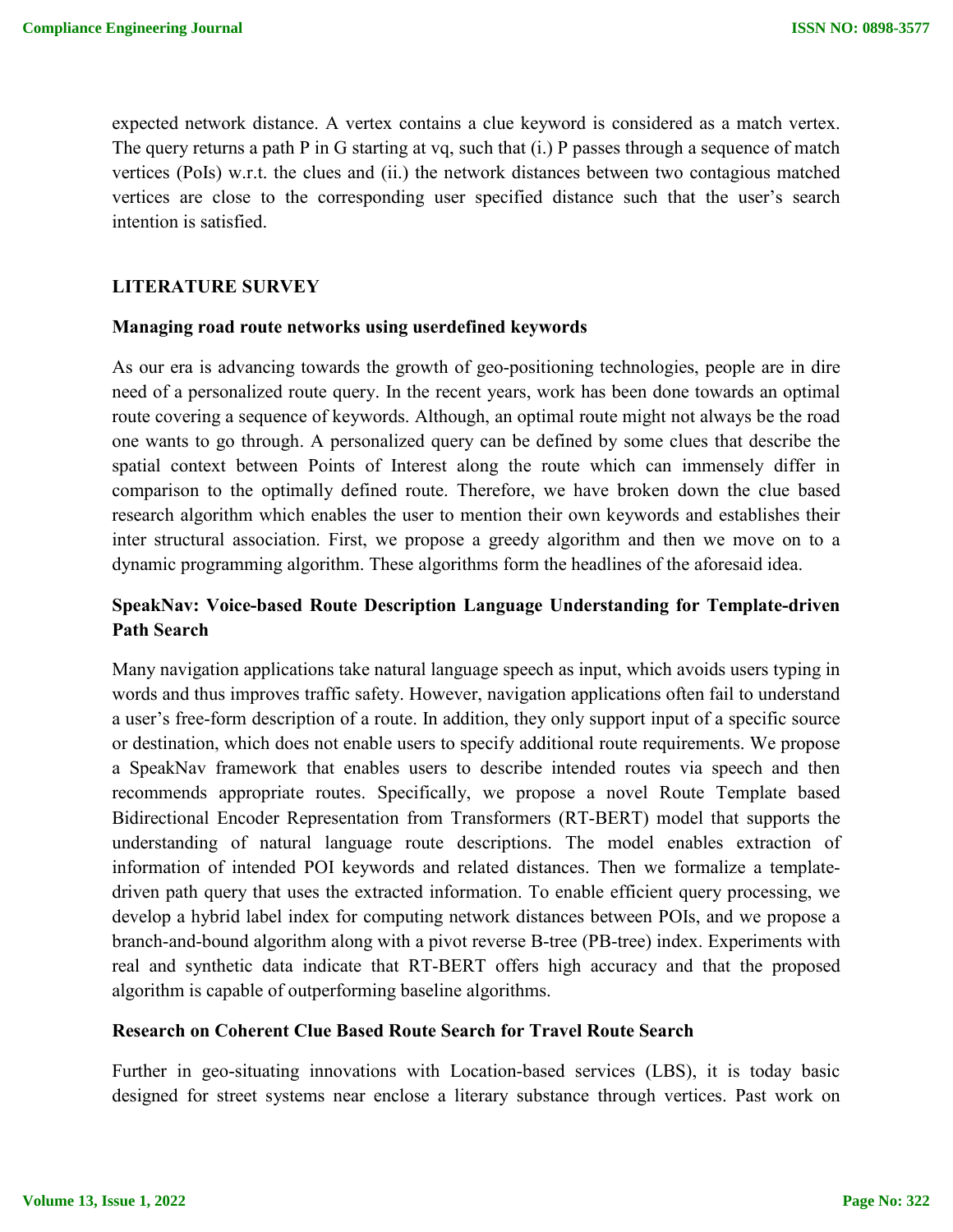expected network distance. A vertex contains a clue keyword is considered as a match vertex. The query returns a path P in G starting at vq, such that (i.) P passes through a sequence of match vertices (PoIs) w.r.t. the clues and (ii.) the network distances between two contagious matched vertices are close to the corresponding user specified distance such that the user's search intention is satisfied.

## LITERATURE SURVEY

### Managing road route networks using userdefined keywords

As our era is advancing towards the growth of geo-positioning technologies, people are in dire need of a personalized route query. In the recent years, work has been done towards an optimal route covering a sequence of keywords. Although, an optimal route might not always be the road one wants to go through. A personalized query can be defined by some clues that describe the spatial context between Points of Interest along the route which can immensely differ in comparison to the optimally defined route. Therefore, we have broken down the clue based research algorithm which enables the user to mention their own keywords and establishes their inter structural association. First, we propose a greedy algorithm and then we move on to a dynamic programming algorithm. These algorithms form the headlines of the aforesaid idea.

### SpeakNav: Voice-based Route Description Language Understanding for Template-driven Path Search

Many navigation applications take natural language speech as input, which avoids users typing in words and thus improves traffic safety. However, navigation applications often fail to understand a user's free-form description of a route. In addition, they only support input of a specific source or destination, which does not enable users to specify additional route requirements. We propose a SpeakNav framework that enables users to describe intended routes via speech and then recommends appropriate routes. Specifically, we propose a novel Route Template based Bidirectional Encoder Representation from Transformers (RT-BERT) model that supports the understanding of natural language route descriptions. The model enables extraction of information of intended POI keywords and related distances. Then we formalize a template-driven path query that uses the extracted information. To enable efficient query processing, we develop a hybrid label index for computing network distances between POIs, and we propose a branch-and-bound algorithm along with a pivot reverse B-tree (PB-tree) index. Experiments with real and synthetic data indicate that RT-BERT offers high accuracy and that the proposed algorithm is capable of outperforming baseline algorithms.

### Research on Coherent Clue Based Route Search for Travel Route Search

Further in geo-situating innovations with Location-based services (LBS), it is today basic designed for street systems near enclose a literary substance through vertices. Past work on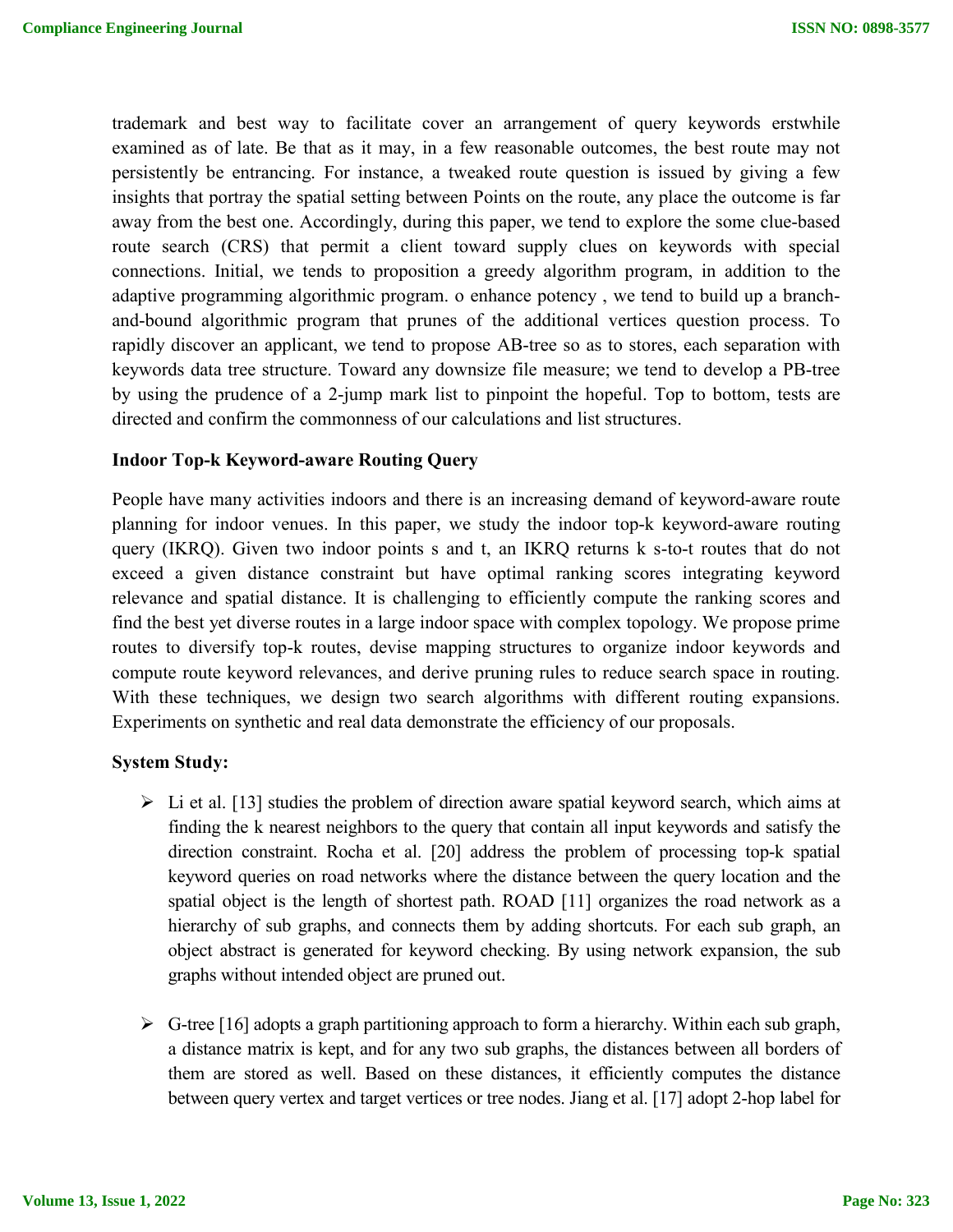trademark and best way to facilitate cover an arrangement of query keywords erstwhile examined as of late. Be that as it may, in a few reasonable outcomes, the best route may not persistently be entrancing. For instance, a tweaked route question is issued by giving a few insights that portray the spatial setting between Points on the route, any place the outcome is far away from the best one. Accordingly, during this paper, we tend to explore the some clue-based route search (CRS) that permit a client toward supply clues on keywords with special connections. Initial, we tends to proposition a greedy algorithm program, in addition to the adaptive programming algorithmic program. o enhance potency , we tend to build up a branch-and-bound algorithmic program that prunes of the additional vertices question process. To rapidly discover an applicant, we tend to propose AB-tree so as to stores, each separation with keywords data tree structure. Toward any downsize file measure; we tend to develop a PB-tree by using the prudence of a 2-jump mark list to pinpoint the hopeful. Top to bottom, tests are directed and confirm the commonness of our calculations and list structures.

**Indoor Top-k Keyword-aware Routing Query**

People have many activities indoors and there is an increasing demand of keyword-aware route planning for indoor venues. In this paper, we study the indoor top-k keyword-aware routing query (IKRQ). Given two indoor points s and t, an IKRQ returns k s-to-t routes that do not exceed a given distance constraint but have optimal ranking scores integrating keyword relevance and spatial distance. It is challenging to efficiently compute the ranking scores and find the best yet diverse routes in a large indoor space with complex topology. We propose prime routes to diversify top-k routes, devise mapping structures to organize indoor keywords and compute route keyword relevances, and derive pruning rules to reduce search space in routing. With these techniques, we design two search algorithms with different routing expansions. Experiments on synthetic and real data demonstrate the efficiency of our proposals.

**System Study:**

- Li et al. [13] studies the problem of direction aware spatial keyword search, which aims at finding the k nearest neighbors to the query that contain all input keywords and satisfy the direction constraint. Rocha et al. [20] address the problem of processing top-k spatial keyword queries on road networks where the distance between the query location and the spatial object is the length of shortest path. ROAD [11] organizes the road network as a hierarchy of sub graphs, and connects them by adding shortcuts. For each sub graph, an object abstract is generated for keyword checking. By using network expansion, the sub graphs without intended object are pruned out.

- G-tree [16] adopts a graph partitioning approach to form a hierarchy. Within each sub graph, a distance matrix is kept, and for any two sub graphs, the distances between all borders of them are stored as well. Based on these distances, it efficiently computes the distance between query vertex and target vertices or tree nodes. Jiang et al. [17] adopt 2-hop label for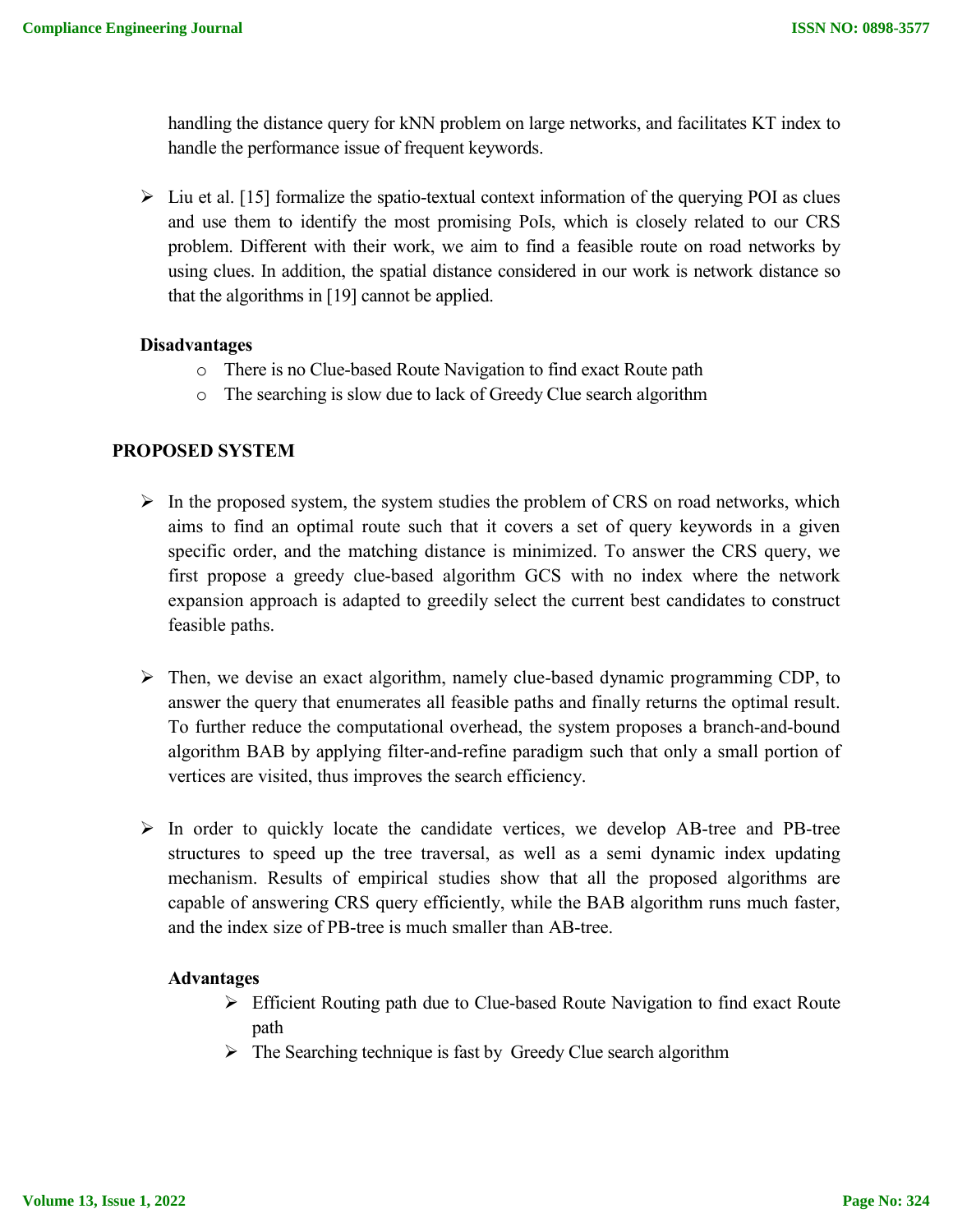handling the distance query for kNN problem on large networks, and facilitates KT index to handle the performance issue of frequent keywords.

- Liu et al. [15] formalize the spatio-textual context information of the querying POI as clues and use them to identify the most promising PoIs, which is closely related to our CRS problem. Different with their work, we aim to find a feasible route on road networks by using clues. In addition, the spatial distance considered in our work is network distance so that the algorithms in [19] cannot be applied.

**Disadvantages**

- There is no Clue-based Route Navigation to find exact Route path
- The searching is slow due to lack of Greedy Clue search algorithm

## PROPOSED SYSTEM

- In the proposed system, the system studies the problem of CRS on road networks, which aims to find an optimal route such that it covers a set of query keywords in a given specific order, and the matching distance is minimized. To answer the CRS query, we first propose a greedy clue-based algorithm GCS with no index where the network expansion approach is adapted to greedily select the current best candidates to construct feasible paths.

- Then, we devise an exact algorithm, namely clue-based dynamic programming CDP, to answer the query that enumerates all feasible paths and finally returns the optimal result. To further reduce the computational overhead, the system proposes a branch-and-bound algorithm BAB by applying filter-and-refine paradigm such that only a small portion of vertices are visited, thus improves the search efficiency.

- In order to quickly locate the candidate vertices, we develop AB-tree and PB-tree structures to speed up the tree traversal, as well as a semi dynamic index updating mechanism. Results of empirical studies show that all the proposed algorithms are capable of answering CRS query efficiently, while the BAB algorithm runs much faster, and the index size of PB-tree is much smaller than AB-tree.

**Advantages**

- Efficient Routing path due to Clue-based Route Navigation to find exact Route path
- The Searching technique is fast by Greedy Clue search algorithm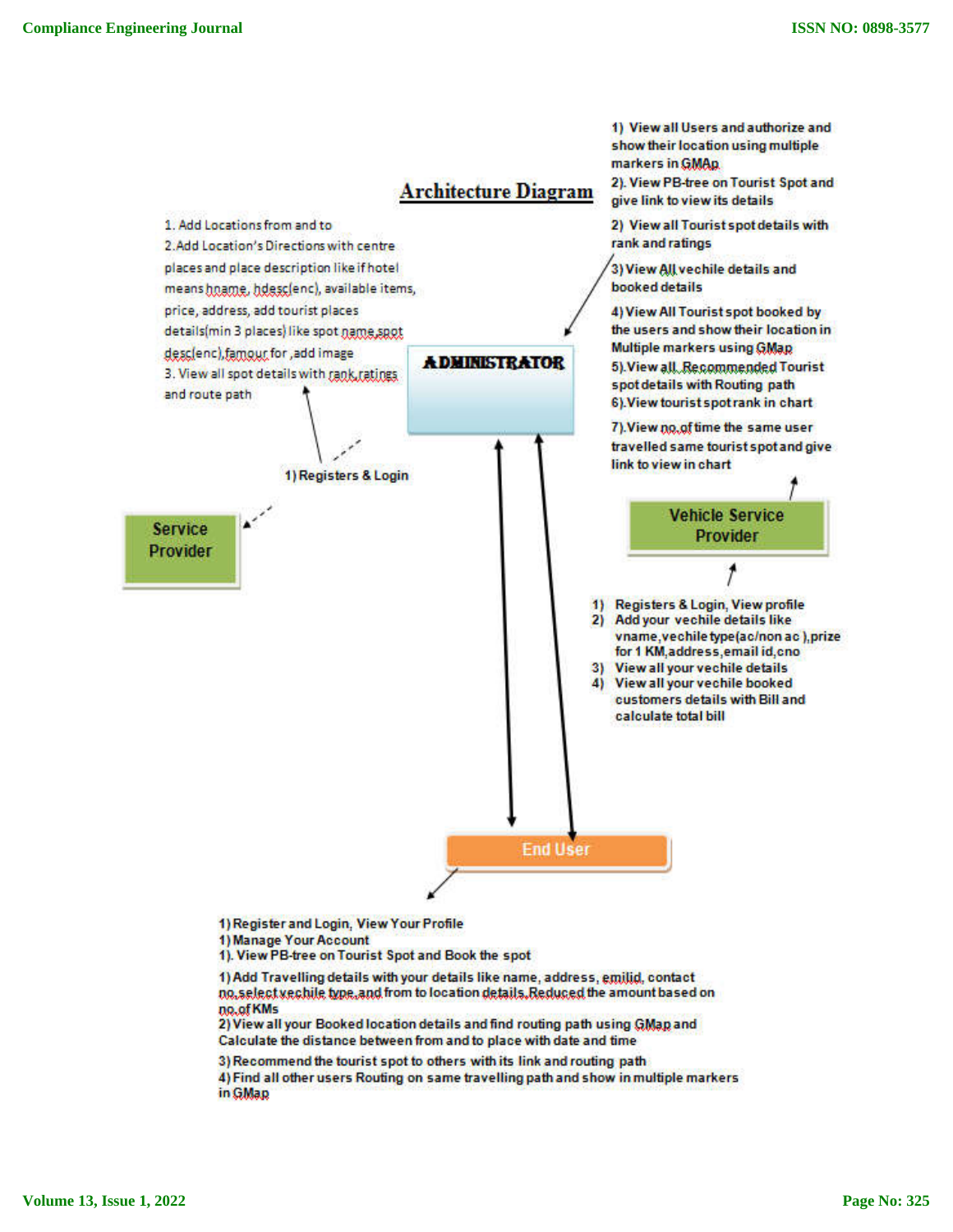## Architecture Diagram

1. Add Locations from and to
2. Add Location's Directions with centre places and place description like if hotel means hname, hdesc(enc), available items, price, address, add tourist places details(min 3 places) like spot name,spot desc(enc),famour for ,add image
3. View all spot details with rank,ratings and route path

1) Registers & Login

**Service Provider**

**ADMINISTRATOR**

1) View all Users and authorize and show their location using multiple markers in GMAp
2). View PB-tree on Tourist Spot and give link to view its details
2) View all Tourist spot details with rank and ratings
3) View All vechile details and booked details
4) View All Tourist spot booked by the users and show their location in Multiple markers using GMap
5). View all Recommended Tourist spot details with Routing path
6). View tourist spot rank in chart
7). View no.of time the same user travelled same tourist spot and give link to view in chart

**Vehicle Service Provider**

1) Registers & Login, View profile
2) Add your vechile details like vname,vechile type(ac/non ac ),prize for 1 KM,address,email id,cno
3) View all your vechile details
4) View all your vechile booked customers details with Bill and calculate total bill

**End User**

1) Register and Login, View Your Profile
1) Manage Your Account
1). View PB-tree on Tourist Spot and Book the spot
1) Add Travelling details with your details like name, address, emilid, contact no,select vechile type,and from to location details,Reduced the amount based on no.of KMs
2) View all your Booked location details and find routing path using GMap and Calculate the distance between from and to place with date and time
3) Recommend the tourist spot to others with its link and routing path
4) Find all other users Routing on same travelling path and show in multiple markers in GMap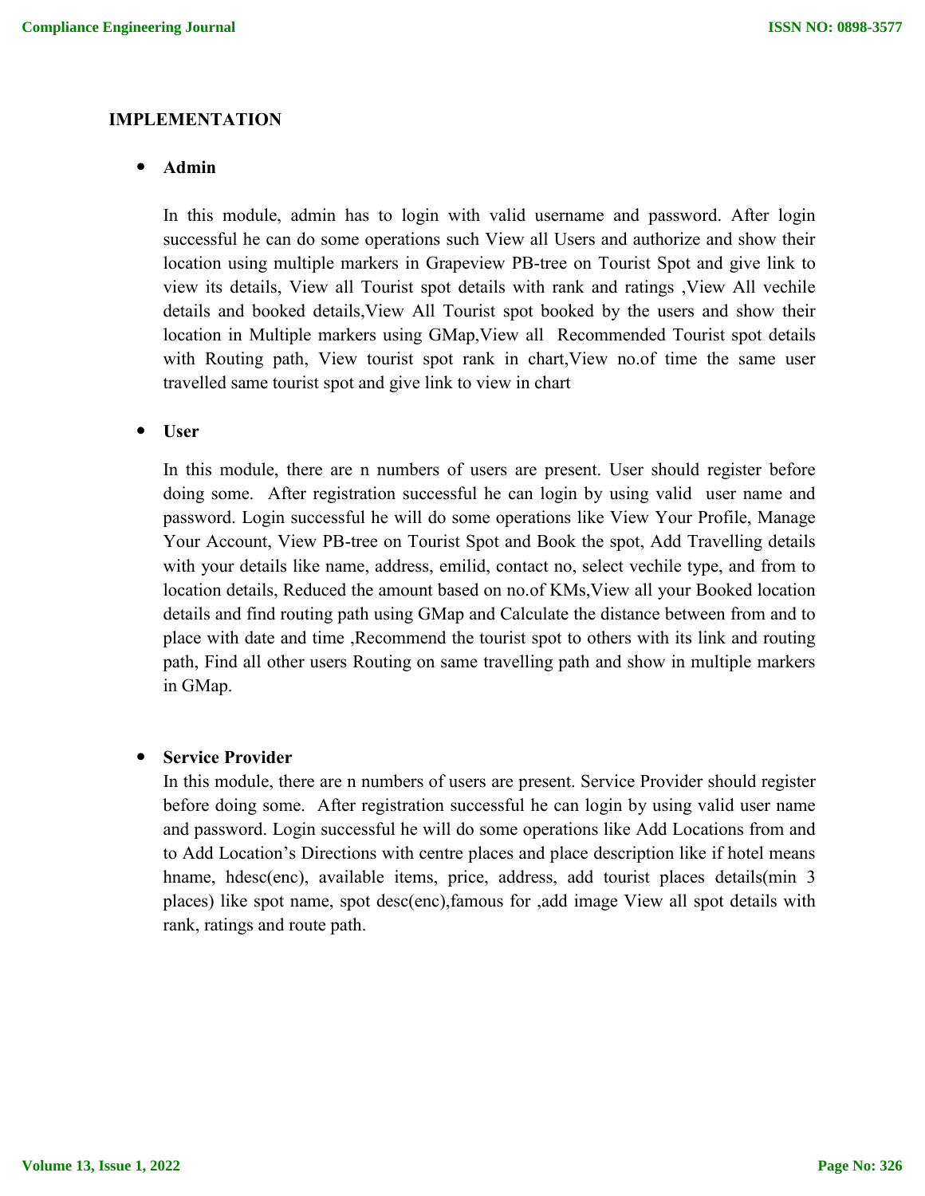## IMPLEMENTATION

- **Admin**

  In this module, admin has to login with valid username and password. After login successful he can do some operations such View all Users and authorize and show their location using multiple markers in Grapeview PB-tree on Tourist Spot and give link to view its details, View all Tourist spot details with rank and ratings ,View All vechile details and booked details,View All Tourist spot booked by the users and show their location in Multiple markers using GMap,View all Recommended Tourist spot details with Routing path, View tourist spot rank in chart,View no.of time the same user travelled same tourist spot and give link to view in chart

- **User**

  In this module, there are n numbers of users are present. User should register before doing some. After registration successful he can login by using valid user name and password. Login successful he will do some operations like View Your Profile, Manage Your Account, View PB-tree on Tourist Spot and Book the spot, Add Travelling details with your details like name, address, emilid, contact no, select vechile type, and from to location details, Reduced the amount based on no.of KMs,View all your Booked location details and find routing path using GMap and Calculate the distance between from and to place with date and time ,Recommend the tourist spot to others with its link and routing path, Find all other users Routing on same travelling path and show in multiple markers in GMap.

- **Service Provider**

  In this module, there are n numbers of users are present. Service Provider should register before doing some. After registration successful he can login by using valid user name and password. Login successful he will do some operations like Add Locations from and to Add Location's Directions with centre places and place description like if hotel means hname, hdesc(enc), available items, price, address, add tourist places details(min 3 places) like spot name, spot desc(enc),famous for ,add image View all spot details with rank, ratings and route path.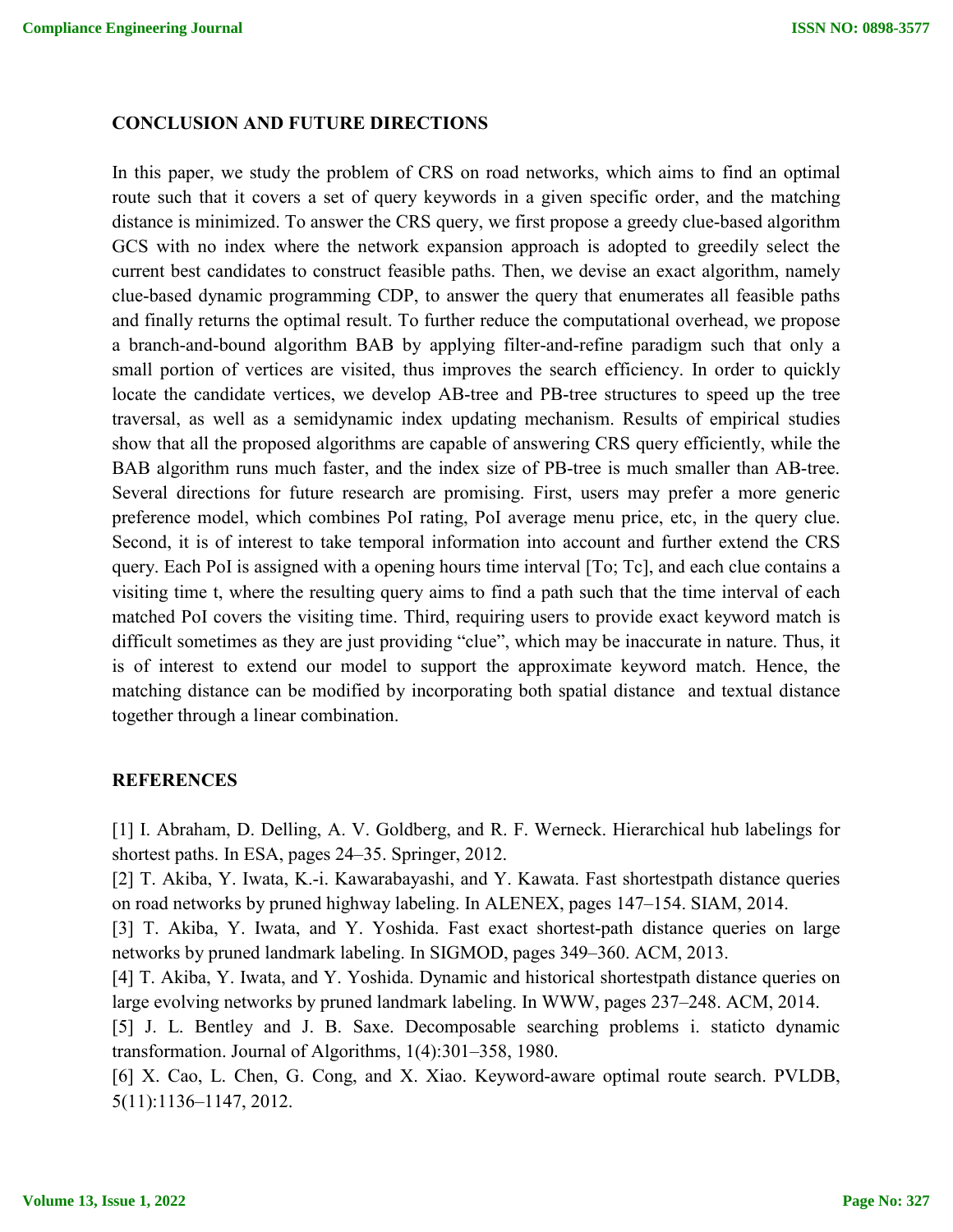## CONCLUSION AND FUTURE DIRECTIONS

In this paper, we study the problem of CRS on road networks, which aims to find an optimal route such that it covers a set of query keywords in a given specific order, and the matching distance is minimized. To answer the CRS query, we first propose a greedy clue-based algorithm GCS with no index where the network expansion approach is adopted to greedily select the current best candidates to construct feasible paths. Then, we devise an exact algorithm, namely clue-based dynamic programming CDP, to answer the query that enumerates all feasible paths and finally returns the optimal result. To further reduce the computational overhead, we propose a branch-and-bound algorithm BAB by applying filter-and-refine paradigm such that only a small portion of vertices are visited, thus improves the search efficiency. In order to quickly locate the candidate vertices, we develop AB-tree and PB-tree structures to speed up the tree traversal, as well as a semidynamic index updating mechanism. Results of empirical studies show that all the proposed algorithms are capable of answering CRS query efficiently, while the BAB algorithm runs much faster, and the index size of PB-tree is much smaller than AB-tree. Several directions for future research are promising. First, users may prefer a more generic preference model, which combines PoI rating, PoI average menu price, etc, in the query clue. Second, it is of interest to take temporal information into account and further extend the CRS query. Each PoI is assigned with a opening hours time interval [To; Tc], and each clue contains a visiting time t, where the resulting query aims to find a path such that the time interval of each matched PoI covers the visiting time. Third, requiring users to provide exact keyword match is difficult sometimes as they are just providing "clue", which may be inaccurate in nature. Thus, it is of interest to extend our model to support the approximate keyword match. Hence, the matching distance can be modified by incorporating both spatial distance and textual distance together through a linear combination.

## REFERENCES

[1] I. Abraham, D. Delling, A. V. Goldberg, and R. F. Werneck. Hierarchical hub labelings for shortest paths. In ESA, pages 24–35. Springer, 2012.
[2] T. Akiba, Y. Iwata, K.-i. Kawarabayashi, and Y. Kawata. Fast shortestpath distance queries on road networks by pruned highway labeling. In ALENEX, pages 147–154. SIAM, 2014.
[3] T. Akiba, Y. Iwata, and Y. Yoshida. Fast exact shortest-path distance queries on large networks by pruned landmark labeling. In SIGMOD, pages 349–360. ACM, 2013.
[4] T. Akiba, Y. Iwata, and Y. Yoshida. Dynamic and historical shortestpath distance queries on large evolving networks by pruned landmark labeling. In WWW, pages 237–248. ACM, 2014.
[5] J. L. Bentley and J. B. Saxe. Decomposable searching problems i. staticto dynamic transformation. Journal of Algorithms, 1(4):301–358, 1980.
[6] X. Cao, L. Chen, G. Cong, and X. Xiao. Keyword-aware optimal route search. PVLDB, 5(11):1136–1147, 2012.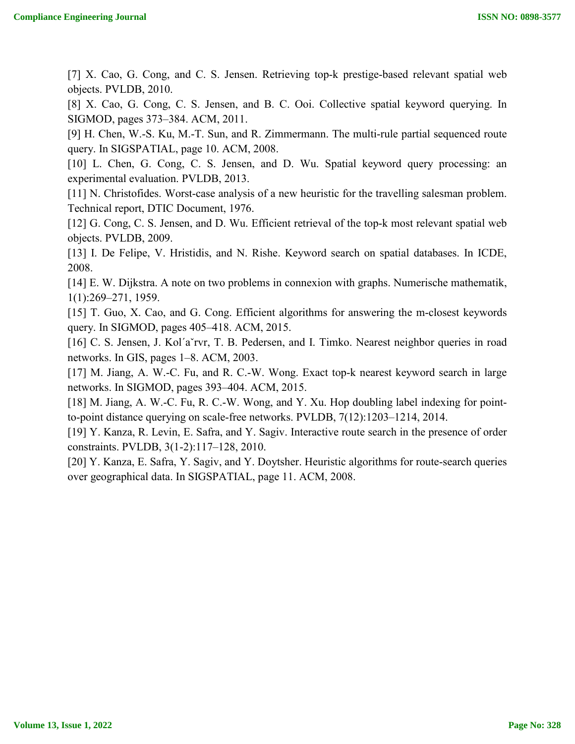[7] X. Cao, G. Cong, and C. S. Jensen. Retrieving top-k prestige-based relevant spatial web objects. PVLDB, 2010.

[8] X. Cao, G. Cong, C. S. Jensen, and B. C. Ooi. Collective spatial keyword querying. In SIGMOD, pages 373–384. ACM, 2011.

[9] H. Chen, W.-S. Ku, M.-T. Sun, and R. Zimmermann. The multi-rule partial sequenced route query. In SIGSPATIAL, page 10. ACM, 2008.

[10] L. Chen, G. Cong, C. S. Jensen, and D. Wu. Spatial keyword query processing: an experimental evaluation. PVLDB, 2013.

[11] N. Christofides. Worst-case analysis of a new heuristic for the travelling salesman problem. Technical report, DTIC Document, 1976.

[12] G. Cong, C. S. Jensen, and D. Wu. Efficient retrieval of the top-k most relevant spatial web objects. PVLDB, 2009.

[13] I. De Felipe, V. Hristidis, and N. Rishe. Keyword search on spatial databases. In ICDE, 2008.

[14] E. W. Dijkstra. A note on two problems in connexion with graphs. Numerische mathematik, 1(1):269–271, 1959.

[15] T. Guo, X. Cao, and G. Cong. Efficient algorithms for answering the m-closest keywords query. In SIGMOD, pages 405–418. ACM, 2015.

[16] C. S. Jensen, J. Kol´aˇrvr, T. B. Pedersen, and I. Timko. Nearest neighbor queries in road networks. In GIS, pages 1–8. ACM, 2003.

[17] M. Jiang, A. W.-C. Fu, and R. C.-W. Wong. Exact top-k nearest keyword search in large networks. In SIGMOD, pages 393–404. ACM, 2015.

[18] M. Jiang, A. W.-C. Fu, R. C.-W. Wong, and Y. Xu. Hop doubling label indexing for point-to-point distance querying on scale-free networks. PVLDB, 7(12):1203–1214, 2014.

[19] Y. Kanza, R. Levin, E. Safra, and Y. Sagiv. Interactive route search in the presence of order constraints. PVLDB, 3(1-2):117–128, 2010.

[20] Y. Kanza, E. Safra, Y. Sagiv, and Y. Doytsher. Heuristic algorithms for route-search queries over geographical data. In SIGSPATIAL, page 11. ACM, 2008.